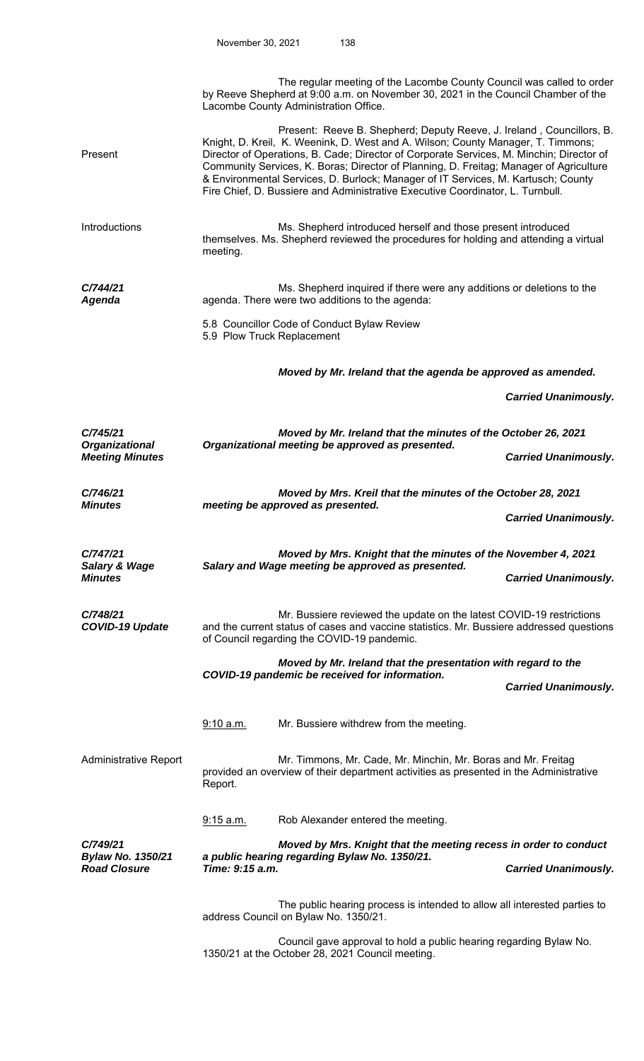The regular meeting of the Lacombe County Council was called to order by Reeve Shepherd at 9:00 a.m. on November 30, 2021 in the Council Chamber of the Lacombe County Administration Office.

**Present**

Present: Reeve B. Shepherd; Deputy Reeve, J. Ireland , Councillors, B. Knight, D. Kreil, K. Weenink, D. West and A. Wilson; County Manager, T. Timmons; Director of Operations, B. Cade; Director of Corporate Services, M. Minchin; Director of Community Services, K. Boras; Director of Planning, D. Freitag; Manager of Agriculture & Environmental Services, D. Burlock; Manager of IT Services, M. Kartusch; County Fire Chief, D. Bussiere and Administrative Executive Coordinator, L. Turnbull.

**Introductions**

Ms. Shepherd introduced herself and those present introduced themselves. Ms. Shepherd reviewed the procedures for holding and attending a virtual meeting.

***C/744/21 Agenda***

Ms. Shepherd inquired if there were any additions or deletions to the agenda. There were two additions to the agenda:

5.8 Councillor Code of Conduct Bylaw Review
5.9 Plow Truck Replacement

***Moved by Mr. Ireland that the agenda be approved as amended.***

***Carried Unanimously.***

***C/745/21 Organizational Meeting Minutes***

***Moved by Mr. Ireland that the minutes of the October 26, 2021 Organizational meeting be approved as presented.***

***Carried Unanimously.***

***C/746/21 Minutes***

***Moved by Mrs. Kreil that the minutes of the October 28, 2021 meeting be approved as presented.***

***Carried Unanimously.***

***C/747/21 Salary & Wage Minutes***

***Moved by Mrs. Knight that the minutes of the November 4, 2021 Salary and Wage meeting be approved as presented.***

***Carried Unanimously.***

***C/748/21 COVID-19 Update***

Mr. Bussiere reviewed the update on the latest COVID-19 restrictions and the current status of cases and vaccine statistics. Mr. Bussiere addressed questions of Council regarding the COVID-19 pandemic.

***Moved by Mr. Ireland that the presentation with regard to the COVID-19 pandemic be received for information.***

***Carried Unanimously.***

9:10 a.m. Mr. Bussiere withdrew from the meeting.

**Administrative Report**

Mr. Timmons, Mr. Cade, Mr. Minchin, Mr. Boras and Mr. Freitag provided an overview of their department activities as presented in the Administrative Report.

9:15 a.m. Rob Alexander entered the meeting.

***C/749/21 Bylaw No. 1350/21 Road Closure***

***Moved by Mrs. Knight that the meeting recess in order to conduct a public hearing regarding Bylaw No. 1350/21. Time: 9:15 a.m.***

***Carried Unanimously.***

The public hearing process is intended to allow all interested parties to address Council on Bylaw No. 1350/21.

Council gave approval to hold a public hearing regarding Bylaw No. 1350/21 at the October 28, 2021 Council meeting.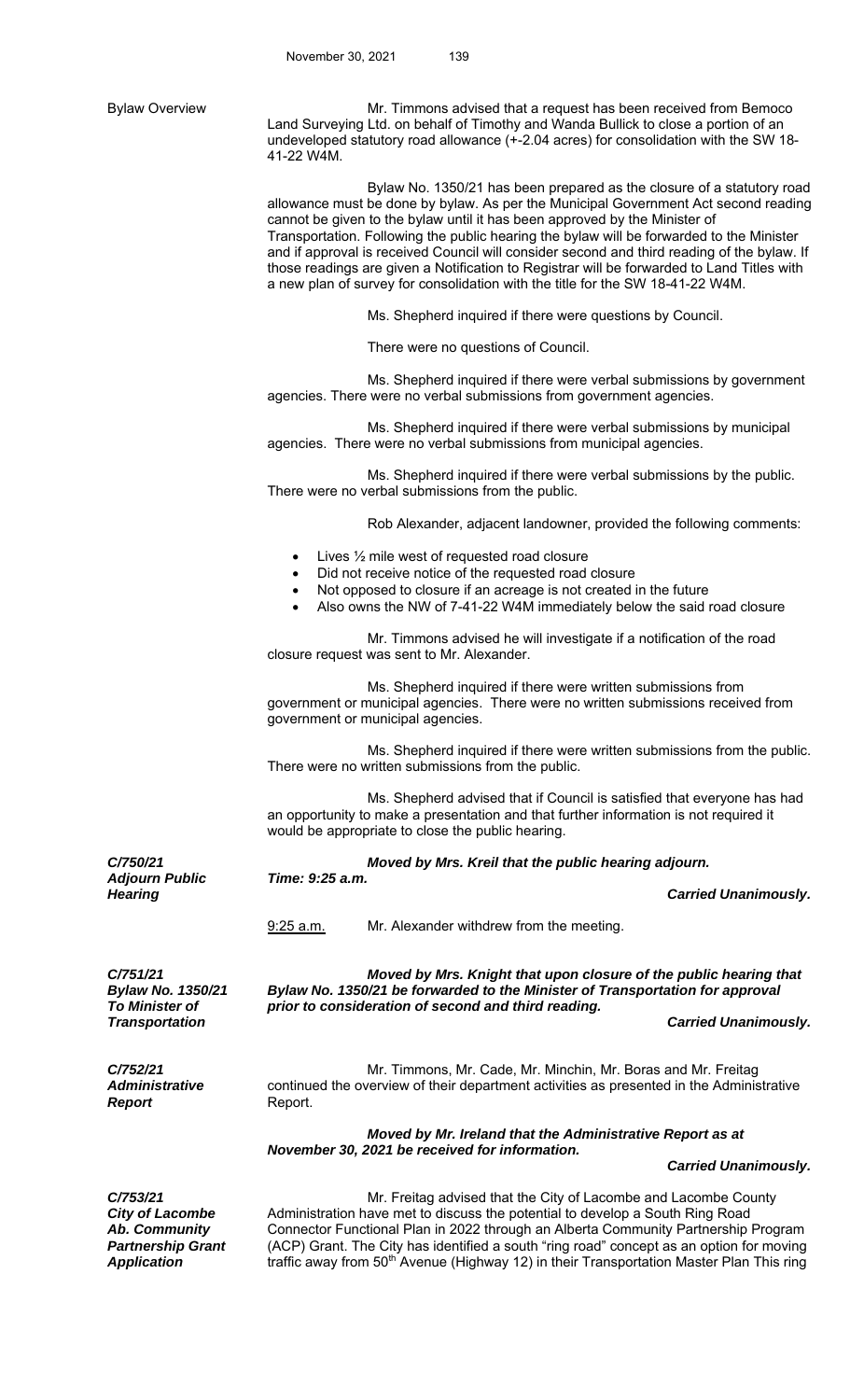**Bylaw Overview**

Mr. Timmons advised that a request has been received from Bemoco Land Surveying Ltd. on behalf of Timothy and Wanda Bullick to close a portion of an undeveloped statutory road allowance (+-2.04 acres) for consolidation with the SW 18-41-22 W4M.

Bylaw No. 1350/21 has been prepared as the closure of a statutory road allowance must be done by bylaw. As per the Municipal Government Act second reading cannot be given to the bylaw until it has been approved by the Minister of Transportation. Following the public hearing the bylaw will be forwarded to the Minister and if approval is received Council will consider second and third reading of the bylaw. If those readings are given a Notification to Registrar will be forwarded to Land Titles with a new plan of survey for consolidation with the title for the SW 18-41-22 W4M.

Ms. Shepherd inquired if there were questions by Council.

There were no questions of Council.

Ms. Shepherd inquired if there were verbal submissions by government agencies. There were no verbal submissions from government agencies.

Ms. Shepherd inquired if there were verbal submissions by municipal agencies. There were no verbal submissions from municipal agencies.

Ms. Shepherd inquired if there were verbal submissions by the public. There were no verbal submissions from the public.

Rob Alexander, adjacent landowner, provided the following comments:

- Lives ½ mile west of requested road closure
- Did not receive notice of the requested road closure
- Not opposed to closure if an acreage is not created in the future
- Also owns the NW of 7-41-22 W4M immediately below the said road closure

Mr. Timmons advised he will investigate if a notification of the road closure request was sent to Mr. Alexander.

Ms. Shepherd inquired if there were written submissions from government or municipal agencies. There were no written submissions received from government or municipal agencies.

Ms. Shepherd inquired if there were written submissions from the public. There were no written submissions from the public.

Ms. Shepherd advised that if Council is satisfied that everyone has had an opportunity to make a presentation and that further information is not required it would be appropriate to close the public hearing.

***C/750/21 Adjourn Public Hearing***

***Moved by Mrs. Kreil that the public hearing adjourn.***
***Time: 9:25 a.m.***

***Carried Unanimously.***

9:25 a.m. Mr. Alexander withdrew from the meeting.

***C/751/21 Bylaw No. 1350/21 To Minister of Transportation***

***Moved by Mrs. Knight that upon closure of the public hearing that Bylaw No. 1350/21 be forwarded to the Minister of Transportation for approval prior to consideration of second and third reading.***

***Carried Unanimously.***

***C/752/21 Administrative Report***

Mr. Timmons, Mr. Cade, Mr. Minchin, Mr. Boras and Mr. Freitag continued the overview of their department activities as presented in the Administrative Report.

***Moved by Mr. Ireland that the Administrative Report as at November 30, 2021 be received for information.***

***Carried Unanimously.***

***C/753/21 City of Lacombe Ab. Community Partnership Grant Application***

Mr. Freitag advised that the City of Lacombe and Lacombe County Administration have met to discuss the potential to develop a South Ring Road Connector Functional Plan in 2022 through an Alberta Community Partnership Program (ACP) Grant. The City has identified a south "ring road" concept as an option for moving traffic away from 50th Avenue (Highway 12) in their Transportation Master Plan This ring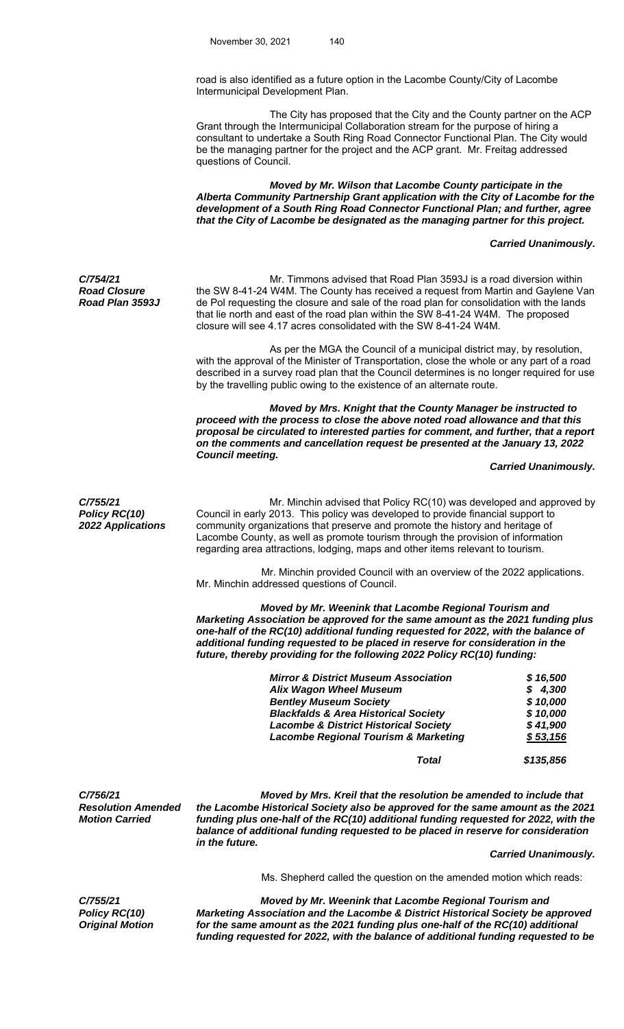road is also identified as a future option in the Lacombe County/City of Lacombe Intermunicipal Development Plan.

The City has proposed that the City and the County partner on the ACP Grant through the Intermunicipal Collaboration stream for the purpose of hiring a consultant to undertake a South Ring Road Connector Functional Plan. The City would be the managing partner for the project and the ACP grant. Mr. Freitag addressed questions of Council.

***Moved by Mr. Wilson that Lacombe County participate in the Alberta Community Partnership Grant application with the City of Lacombe for the development of a South Ring Road Connector Functional Plan; and further, agree that the City of Lacombe be designated as the managing partner for this project.***

***Carried Unanimously.***

***C/754/21***
***Road Closure***
***Road Plan 3593J***

Mr. Timmons advised that Road Plan 3593J is a road diversion within the SW 8-41-24 W4M. The County has received a request from Martin and Gaylene Van de Pol requesting the closure and sale of the road plan for consolidation with the lands that lie north and east of the road plan within the SW 8-41-24 W4M. The proposed closure will see 4.17 acres consolidated with the SW 8-41-24 W4M.

As per the MGA the Council of a municipal district may, by resolution, with the approval of the Minister of Transportation, close the whole or any part of a road described in a survey road plan that the Council determines is no longer required for use by the travelling public owing to the existence of an alternate route.

***Moved by Mrs. Knight that the County Manager be instructed to proceed with the process to close the above noted road allowance and that this proposal be circulated to interested parties for comment, and further, that a report on the comments and cancellation request be presented at the January 13, 2022 Council meeting.***

***Carried Unanimously.***

***C/755/21***
***Policy RC(10)***
***2022 Applications***

Mr. Minchin advised that Policy RC(10) was developed and approved by Council in early 2013. This policy was developed to provide financial support to community organizations that preserve and promote the history and heritage of Lacombe County, as well as promote tourism through the provision of information regarding area attractions, lodging, maps and other items relevant to tourism.

Mr. Minchin provided Council with an overview of the 2022 applications. Mr. Minchin addressed questions of Council.

***Moved by Mr. Weenink that Lacombe Regional Tourism and Marketing Association be approved for the same amount as the 2021 funding plus one-half of the RC(10) additional funding requested for 2022, with the balance of additional funding requested to be placed in reserve for consideration in the future, thereby providing for the following 2022 Policy RC(10) funding:***

| | |
|---|---|
| ***Mirror & District Museum Association*** | ***$ 16,500*** |
| ***Alix Wagon Wheel Museum*** | ***$ 4,300*** |
| ***Bentley Museum Society*** | ***$ 10,000*** |
| ***Blackfalds & Area Historical Society*** | ***$ 10,000*** |
| ***Lacombe & District Historical Society*** | ***$ 41,900*** |
| ***Lacombe Regional Tourism & Marketing*** | ***$ 53,156*** |
| ***Total*** | ***$135,856*** |

***C/756/21***
***Resolution Amended***
***Motion Carried***

***Moved by Mrs. Kreil that the resolution be amended to include that the Lacombe Historical Society also be approved for the same amount as the 2021 funding plus one-half of the RC(10) additional funding requested for 2022, with the balance of additional funding requested to be placed in reserve for consideration in the future.***

***Carried Unanimously.***

Ms. Shepherd called the question on the amended motion which reads:

***C/755/21***
***Policy RC(10)***
***Original Motion***

***Moved by Mr. Weenink that Lacombe Regional Tourism and Marketing Association and the Lacombe & District Historical Society be approved for the same amount as the 2021 funding plus one-half of the RC(10) additional funding requested for 2022, with the balance of additional funding requested to be***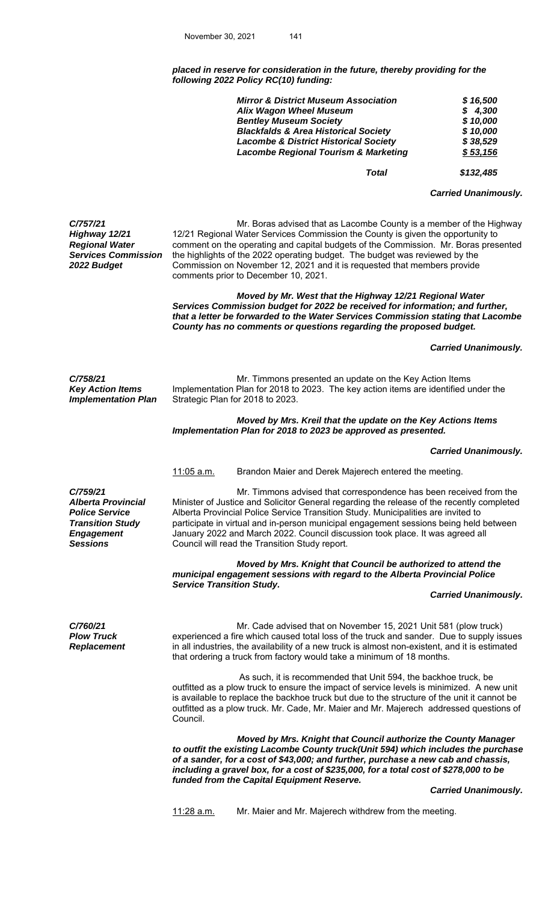***placed in reserve for consideration in the future, thereby providing for the following 2022 Policy RC(10) funding:***

| | |
|---|---|
| ***Mirror & District Museum Association*** | ***$ 16,500*** |
| ***Alix Wagon Wheel Museum*** | ***$ 4,300*** |
| ***Bentley Museum Society*** | ***$ 10,000*** |
| ***Blackfalds & Area Historical Society*** | ***$ 10,000*** |
| ***Lacombe & District Historical Society*** | ***$ 38,529*** |
| ***Lacombe Regional Tourism & Marketing*** | ***$ 53,156*** |
| ***Total*** | ***$132,485*** |

***Carried Unanimously.***

***C/757/21***
***Highway 12/21 Regional Water Services Commission 2022 Budget***

Mr. Boras advised that as Lacombe County is a member of the Highway 12/21 Regional Water Services Commission the County is given the opportunity to comment on the operating and capital budgets of the Commission. Mr. Boras presented the highlights of the 2022 operating budget. The budget was reviewed by the Commission on November 12, 2021 and it is requested that members provide comments prior to December 10, 2021.

***Moved by Mr. West that the Highway 12/21 Regional Water Services Commission budget for 2022 be received for information; and further, that a letter be forwarded to the Water Services Commission stating that Lacombe County has no comments or questions regarding the proposed budget.***

***Carried Unanimously.***

***C/758/21***
***Key Action Items Implementation Plan***

Mr. Timmons presented an update on the Key Action Items Implementation Plan for 2018 to 2023. The key action items are identified under the Strategic Plan for 2018 to 2023.

***Moved by Mrs. Kreil that the update on the Key Actions Items Implementation Plan for 2018 to 2023 be approved as presented.***

***Carried Unanimously.***

11:05 a.m. Brandon Maier and Derek Majerech entered the meeting.

***C/759/21***
***Alberta Provincial Police Service Transition Study Engagement Sessions***

Mr. Timmons advised that correspondence has been received from the Minister of Justice and Solicitor General regarding the release of the recently completed Alberta Provincial Police Service Transition Study. Municipalities are invited to participate in virtual and in-person municipal engagement sessions being held between January 2022 and March 2022. Council discussion took place. It was agreed all Council will read the Transition Study report.

***Moved by Mrs. Knight that Council be authorized to attend the municipal engagement sessions with regard to the Alberta Provincial Police Service Transition Study.***

***Carried Unanimously.***

***C/760/21***
***Plow Truck Replacement***

Mr. Cade advised that on November 15, 2021 Unit 581 (plow truck) experienced a fire which caused total loss of the truck and sander. Due to supply issues in all industries, the availability of a new truck is almost non-existent, and it is estimated that ordering a truck from factory would take a minimum of 18 months.

As such, it is recommended that Unit 594, the backhoe truck, be outfitted as a plow truck to ensure the impact of service levels is minimized. A new unit is available to replace the backhoe truck but due to the structure of the unit it cannot be outfitted as a plow truck. Mr. Cade, Mr. Maier and Mr. Majerech addressed questions of Council.

***Moved by Mrs. Knight that Council authorize the County Manager to outfit the existing Lacombe County truck(Unit 594) which includes the purchase of a sander, for a cost of $43,000; and further, purchase a new cab and chassis, including a gravel box, for a cost of $235,000, for a total cost of $278,000 to be funded from the Capital Equipment Reserve.***

***Carried Unanimously.***

11:28 a.m. Mr. Maier and Mr. Majerech withdrew from the meeting.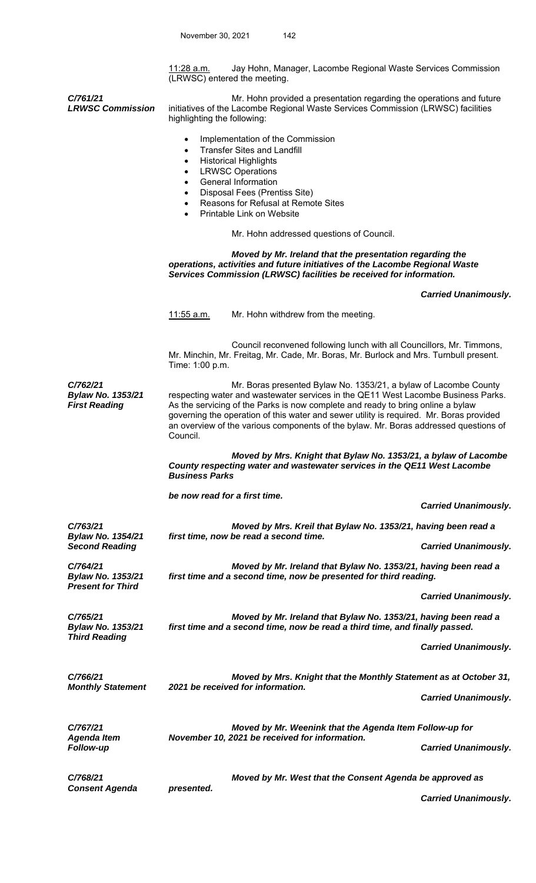11:28 a.m. Jay Hohn, Manager, Lacombe Regional Waste Services Commission (LRWSC) entered the meeting.

***C/761/21***
***LRWSC Commission***

Mr. Hohn provided a presentation regarding the operations and future initiatives of the Lacombe Regional Waste Services Commission (LRWSC) facilities highlighting the following:

- Implementation of the Commission
- Transfer Sites and Landfill
- Historical Highlights
- LRWSC Operations
- General Information
- Disposal Fees (Prentiss Site)
- Reasons for Refusal at Remote Sites
- Printable Link on Website

Mr. Hohn addressed questions of Council.

***Moved by Mr. Ireland that the presentation regarding the operations, activities and future initiatives of the Lacombe Regional Waste Services Commission (LRWSC) facilities be received for information.***

***Carried Unanimously.***

11:55 a.m. Mr. Hohn withdrew from the meeting.

Council reconvened following lunch with all Councillors, Mr. Timmons, Mr. Minchin, Mr. Freitag, Mr. Cade, Mr. Boras, Mr. Burlock and Mrs. Turnbull present. Time: 1:00 p.m.

***C/762/21***
***Bylaw No. 1353/21***
***First Reading***

Mr. Boras presented Bylaw No. 1353/21, a bylaw of Lacombe County respecting water and wastewater services in the QE11 West Lacombe Business Parks. As the servicing of the Parks is now complete and ready to bring online a bylaw governing the operation of this water and sewer utility is required. Mr. Boras provided an overview of the various components of the bylaw. Mr. Boras addressed questions of Council.

***Moved by Mrs. Knight that Bylaw No. 1353/21, a bylaw of Lacombe County respecting water and wastewater services in the QE11 West Lacombe Business Parks***

***be now read for a first time.***

***Carried Unanimously.***

***C/763/21***
***Bylaw No. 1354/21***
***Second Reading***

***Moved by Mrs. Kreil that Bylaw No. 1353/21, having been read a first time, now be read a second time.***

***Carried Unanimously.***

***C/764/21***
***Bylaw No. 1353/21***
***Present for Third***

***Moved by Mr. Ireland that Bylaw No. 1353/21, having been read a first time and a second time, now be presented for third reading.***

***Carried Unanimously.***

***C/765/21***
***Bylaw No. 1353/21***
***Third Reading***

***Moved by Mr. Ireland that Bylaw No. 1353/21, having been read a first time and a second time, now be read a third time, and finally passed.***

***Carried Unanimously.***

***C/766/21***
***Monthly Statement***

***Moved by Mrs. Knight that the Monthly Statement as at October 31, 2021 be received for information.***

***Carried Unanimously.***

***C/767/21***
***Agenda Item***
***Follow-up***

***Moved by Mr. Weenink that the Agenda Item Follow-up for November 10, 2021 be received for information.***

***Carried Unanimously.***

***C/768/21***
***Consent Agenda***

***Moved by Mr. West that the Consent Agenda be approved as presented.***

***Carried Unanimously.***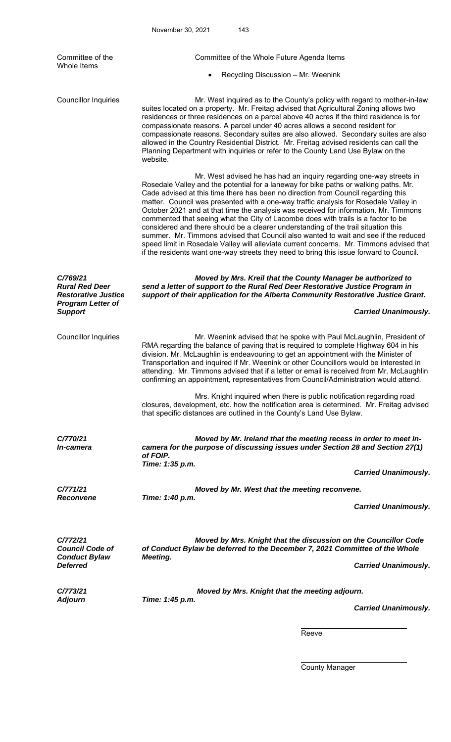Committee of the Whole Items

Committee of the Whole Future Agenda Items

- Recycling Discussion – Mr. Weenink

Councillor Inquiries

Mr. West inquired as to the County's policy with regard to mother-in-law suites located on a property. Mr. Freitag advised that Agricultural Zoning allows two residences or three residences on a parcel above 40 acres if the third residence is for compassionate reasons. A parcel under 40 acres allows a second resident for compassionate reasons. Secondary suites are also allowed. Secondary suites are also allowed in the Country Residential District. Mr. Freitag advised residents can call the Planning Department with inquiries or refer to the County Land Use Bylaw on the website.

Mr. West advised he has had an inquiry regarding one-way streets in Rosedale Valley and the potential for a laneway for bike paths or walking paths. Mr. Cade advised at this time there has been no direction from Council regarding this matter. Council was presented with a one-way traffic analysis for Rosedale Valley in October 2021 and at that time the analysis was received for information. Mr. Timmons commented that seeing what the City of Lacombe does with trails is a factor to be considered and there should be a clearer understanding of the trail situation this summer. Mr. Timmons advised that Council also wanted to wait and see if the reduced speed limit in Rosedale Valley will alleviate current concerns. Mr. Timmons advised that if the residents want one-way streets they need to bring this issue forward to Council.

***C/769/21 Rural Red Deer Restorative Justice Program Letter of Support***

***Moved by Mrs. Kreil that the County Manager be authorized to send a letter of support to the Rural Red Deer Restorative Justice Program in support of their application for the Alberta Community Restorative Justice Grant.***

***Carried Unanimously.***

Councillor Inquiries

Mr. Weenink advised that he spoke with Paul McLaughlin, President of RMA regarding the balance of paving that is required to complete Highway 604 in his division. Mr. McLaughlin is endeavouring to get an appointment with the Minister of Transportation and inquired if Mr. Weenink or other Councillors would be interested in attending. Mr. Timmons advised that if a letter or email is received from Mr. McLaughlin confirming an appointment, representatives from Council/Administration would attend.

Mrs. Knight inquired when there is public notification regarding road closures, development, etc. how the notification area is determined. Mr. Freitag advised that specific distances are outlined in the County's Land Use Bylaw.

***C/770/21 In-camera***

***Moved by Mr. Ireland that the meeting recess in order to meet In-camera for the purpose of discussing issues under Section 28 and Section 27(1) of FOIP.***
***Time: 1:35 p.m.***

***Carried Unanimously.***

***C/771/21 Reconvene***

***Moved by Mr. West that the meeting reconvene.***
***Time: 1:40 p.m.***

***Carried Unanimously.***

***C/772/21 Council Code of Conduct Bylaw Deferred***

***Moved by Mrs. Knight that the discussion on the Councillor Code of Conduct Bylaw be deferred to the December 7, 2021 Committee of the Whole Meeting.***

***Carried Unanimously.***

***C/773/21 Adjourn***

***Moved by Mrs. Knight that the meeting adjourn.***
***Time: 1:45 p.m.***

***Carried Unanimously.***

Reeve

County Manager